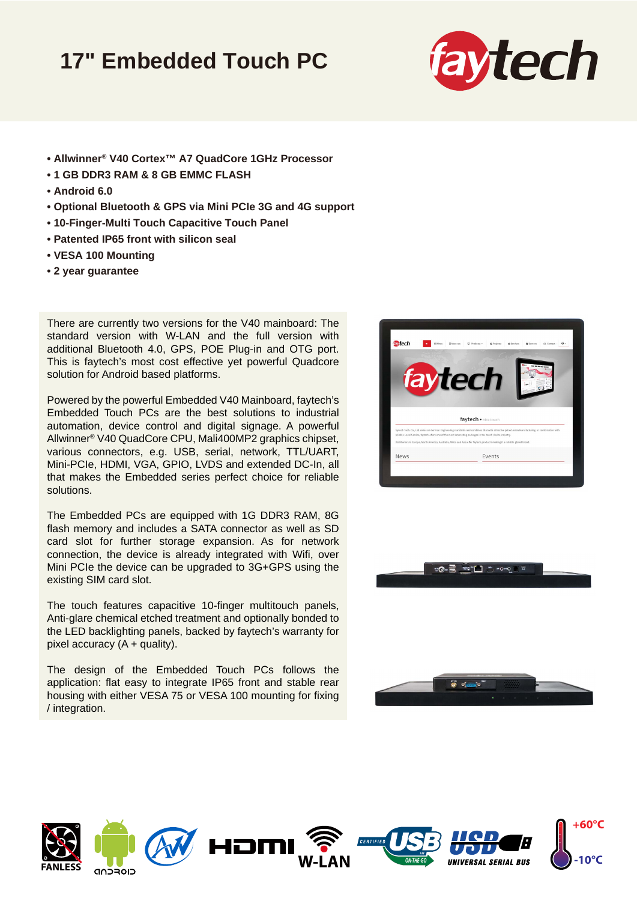# 17" Embedded Touch PC

- Allwinner® V40 Cortex™ A7 QuadCore 1GHz Processor
- 1 GB DDR3 RAM & 8 GB EMMC FLASH
- Android 6.0
- Optional Bluetooth & GPS via Mini PCIe 3G and 4G support
- 10-Finger-Multi Touch Capacitive Touch Panel
- Patented IP65 front with silicon seal
- VESA 100 Mounting
- 2 year guarantee

There are currently two versions for the V40 mainboard: The standard version with W-LAN and the full version with additional Bluetooth 4.0, GPS, POE Plug-in and OTG port. This is faytech's most cost effective yet powerful Quadcore solution for Android based platforms.

Powered by the powerful Embedded V40 Mainboard, faytech's Embedded Touch PCs are the best solutions to industrial automation, device control and digital signage. A powerful Allwinner® V40 QuadCore CPU, Mali400MP2 graphics chipset, various connectors, e.g. USB, serial, network, TTL/UART, Mini-PCIe, HDMI, VGA, GPIO, LVDS and extended DC-In, all that makes the Embedded series perfect choice for reliable solutions.

The Embedded PCs are equipped with 1G DDR3 RAM, 8G flash memory and includes a SATA connector as well as SD card slot for further storage expansion. As for network connection, the device is already integrated with Wifi, over Mini PCIe the device can be upgraded to 3G+GPS using the existing SIM card slot.

The touch features capacitive 10-finger multitouch panels, Anti-glare chemical etched treatment and optionally bonded to the LED backlighting panels, backed by faytech's warranty for pixel accuracy (A + quality).

The design of the Embedded Touch PCs follows the application: flat easy to integrate IP65 front and stable rear housing with either VESA 75 or VESA 100 mounting for fixing / integration.

FANLESS | ANDROID | HDMI | W-LAN | CERTIFIED USB ON-THE-GO | USB UNIVERSAL SERIAL BUS | +60°C / -10°C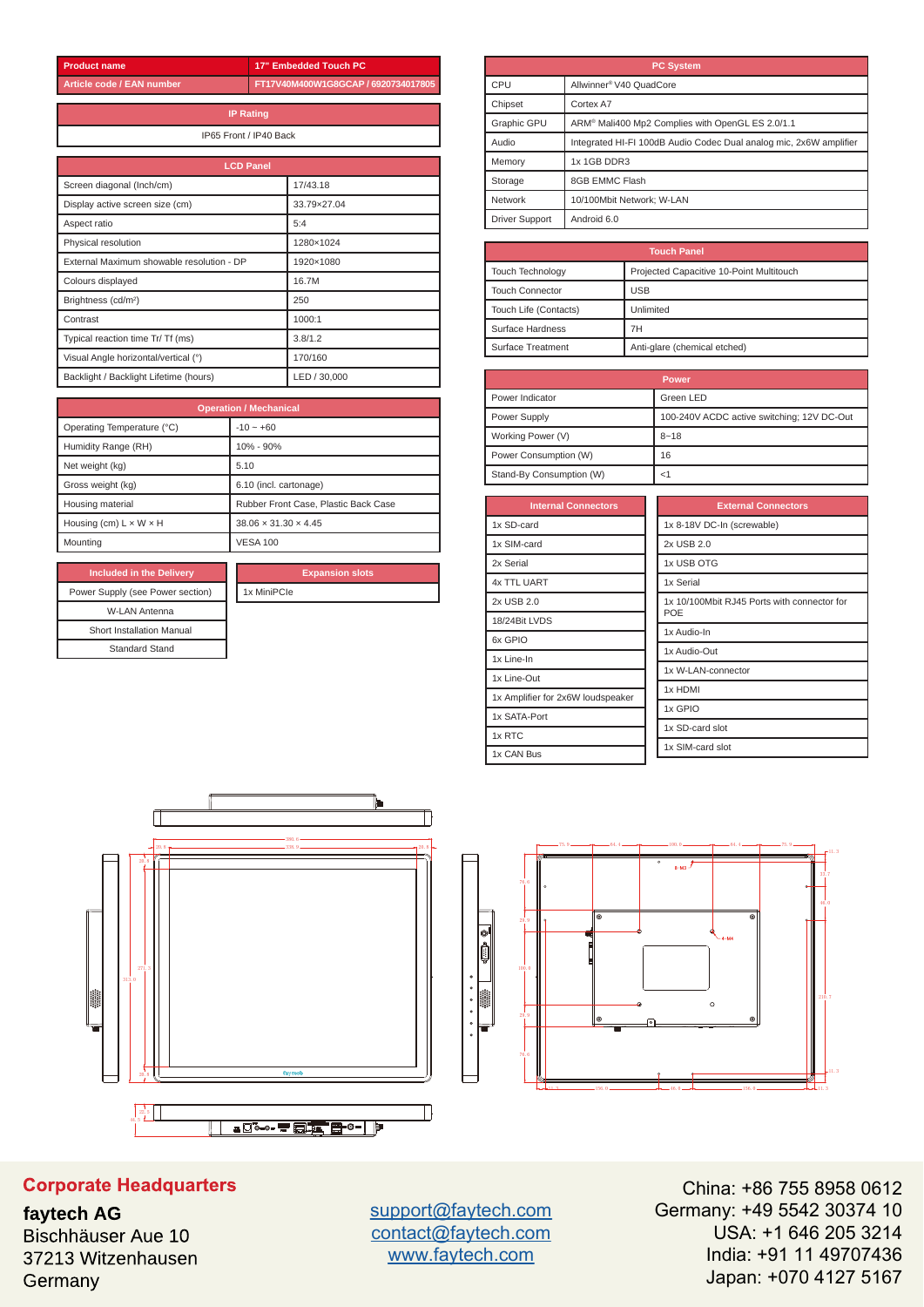| Product name | 17" Embedded Touch PC |
| --- | --- |
| Article code / EAN number | FT17V40M400W1G8GCAP / 6920734017805 |

| IP Rating |
| --- |
| IP65 Front / IP40 Back |

| LCD Panel | |
| --- | --- |
| Screen diagonal (Inch/cm) | 17/43.18 |
| Display active screen size (cm) | 33.79×27.04 |
| Aspect ratio | 5:4 |
| Physical resolution | 1280×1024 |
| External Maximum showable resolution - DP | 1920×1080 |
| Colours displayed | 16.7M |
| Brightness (cd/m²) | 250 |
| Contrast | 1000:1 |
| Typical reaction time Tr/ Tf (ms) | 3.8/1.2 |
| Visual Angle horizontal/vertical (°) | 170/160 |
| Backlight / Backlight Lifetime (hours) | LED / 30,000 |

| Operation / Mechanical | |
| --- | --- |
| Operating Temperature (°C) | -10 ~ +60 |
| Humidity Range (RH) | 10% - 90% |
| Net weight (kg) | 5.10 |
| Gross weight (kg) | 6.10 (incl. cartonage) |
| Housing material | Rubber Front Case, Plastic Back Case |
| Housing (cm) L × W × H | 38.06 × 31.30 × 4.45 |
| Mounting | VESA 100 |

| Included in the Delivery |
| --- |
| Power Supply (see Power section) |
| W-LAN Antenna |
| Short Installation Manual |
| Standard Stand |

| Expansion slots |
| --- |
| 1x MiniPCIe |

| PC System | |
| --- | --- |
| CPU | Allwinner® V40 QuadCore |
| Chipset | Cortex A7 |
| Graphic GPU | ARM® Mali400 Mp2 Complies with OpenGL ES 2.0/1.1 |
| Audio | Integrated HI-FI 100dB Audio Codec Dual analog mic, 2x6W amplifier |
| Memory | 1x 1GB DDR3 |
| Storage | 8GB EMMC Flash |
| Network | 10/100Mbit Network; W-LAN |
| Driver Support | Android 6.0 |

| Touch Panel | |
| --- | --- |
| Touch Technology | Projected Capacitive 10-Point Multitouch |
| Touch Connector | USB |
| Touch Life (Contacts) | Unlimited |
| Surface Hardness | 7H |
| Surface Treatment | Anti-glare (chemical etched) |

| Power | |
| --- | --- |
| Power Indicator | Green LED |
| Power Supply | 100-240V ACDC active switching; 12V DC-Out |
| Working Power (V) | 8~18 |
| Power Consumption (W) | 16 |
| Stand-By Consumption (W) | <1 |

| Internal Connectors |
| --- |
| 1x SD-card |
| 1x SIM-card |
| 2x Serial |
| 4x TTL UART |
| 2x USB 2.0 |
| 18/24Bit LVDS |
| 6x GPIO |
| 1x Line-In |
| 1x Line-Out |
| 1x Amplifier for 2x6W loudspeaker |
| 1x SATA-Port |
| 1x RTC |
| 1x CAN Bus |

| External Connectors |
| --- |
| 1x 8-18V DC-In (screwable) |
| 2x USB 2.0 |
| 1x USB OTG |
| 1x Serial |
| 1x 10/100Mbit RJ45 Ports with connector for POE |
| 1x Audio-In |
| 1x Audio-Out |
| 1x W-LAN-connector |
| 1x HDMI |
| 1x GPIO |
| 1x SD-card slot |
| 1x SIM-card slot |

## Corporate Headquarters

**faytech AG**
Bischhäuser Aue 10
37213 Witzenhausen
Germany

support@faytech.com
contact@faytech.com
www.faytech.com

China: +86 755 8958 0612
Germany: +49 5542 30374 10
USA: +1 646 205 3214
India: +91 11 49707436
Japan: +070 4127 5167